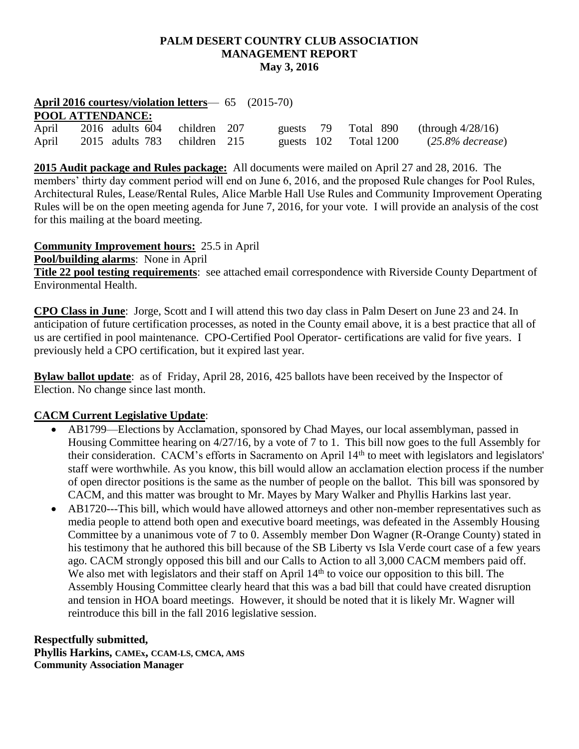**PALM DESERT COUNTRY CLUB ASSOCIATION**
**MANAGEMENT REPORT**
**May 3, 2016**

**April 2016 courtesy/violation letters**— 65 (2015-70)

**POOL ATTENDANCE:**

| | | | | | |
|---|---|---|---|---|---|
| April | 2016 adults 604 | children 207 | guests 79 | Total 890 | (through 4/28/16) |
| April | 2015 adults 783 | children 215 | guests 102 | Total 1200 | (*25.8% decrease*) |

**2015 Audit package and Rules package:** All documents were mailed on April 27 and 28, 2016. The members' thirty day comment period will end on June 6, 2016, and the proposed Rule changes for Pool Rules, Architectural Rules, Lease/Rental Rules, Alice Marble Hall Use Rules and Community Improvement Operating Rules will be on the open meeting agenda for June 7, 2016, for your vote. I will provide an analysis of the cost for this mailing at the board meeting.

**Community Improvement hours:** 25.5 in April

**Pool/building alarms**: None in April

**Title 22 pool testing requirements**: see attached email correspondence with Riverside County Department of Environmental Health.

**CPO Class in June**: Jorge, Scott and I will attend this two day class in Palm Desert on June 23 and 24. In anticipation of future certification processes, as noted in the County email above, it is a best practice that all of us are certified in pool maintenance. CPO-Certified Pool Operator- certifications are valid for five years. I previously held a CPO certification, but it expired last year.

**Bylaw ballot update**: as of Friday, April 28, 2016, 425 ballots have been received by the Inspector of Election. No change since last month.

**CACM Current Legislative Update**:

- AB1799—Elections by Acclamation, sponsored by Chad Mayes, our local assemblyman, passed in Housing Committee hearing on 4/27/16, by a vote of 7 to 1. This bill now goes to the full Assembly for their consideration. CACM's efforts in Sacramento on April 14th to meet with legislators and legislators' staff were worthwhile. As you know, this bill would allow an acclamation election process if the number of open director positions is the same as the number of people on the ballot. This bill was sponsored by CACM, and this matter was brought to Mr. Mayes by Mary Walker and Phyllis Harkins last year.
- AB1720---This bill, which would have allowed attorneys and other non-member representatives such as media people to attend both open and executive board meetings, was defeated in the Assembly Housing Committee by a unanimous vote of 7 to 0. Assembly member Don Wagner (R-Orange County) stated in his testimony that he authored this bill because of the SB Liberty vs Isla Verde court case of a few years ago. CACM strongly opposed this bill and our Calls to Action to all 3,000 CACM members paid off. We also met with legislators and their staff on April 14th to voice our opposition to this bill. The Assembly Housing Committee clearly heard that this was a bad bill that could have created disruption and tension in HOA board meetings. However, it should be noted that it is likely Mr. Wagner will reintroduce this bill in the fall 2016 legislative session.

**Respectfully submitted,**
**Phyllis Harkins, CAMEx, CCAM-LS, CMCA, AMS**
**Community Association Manager**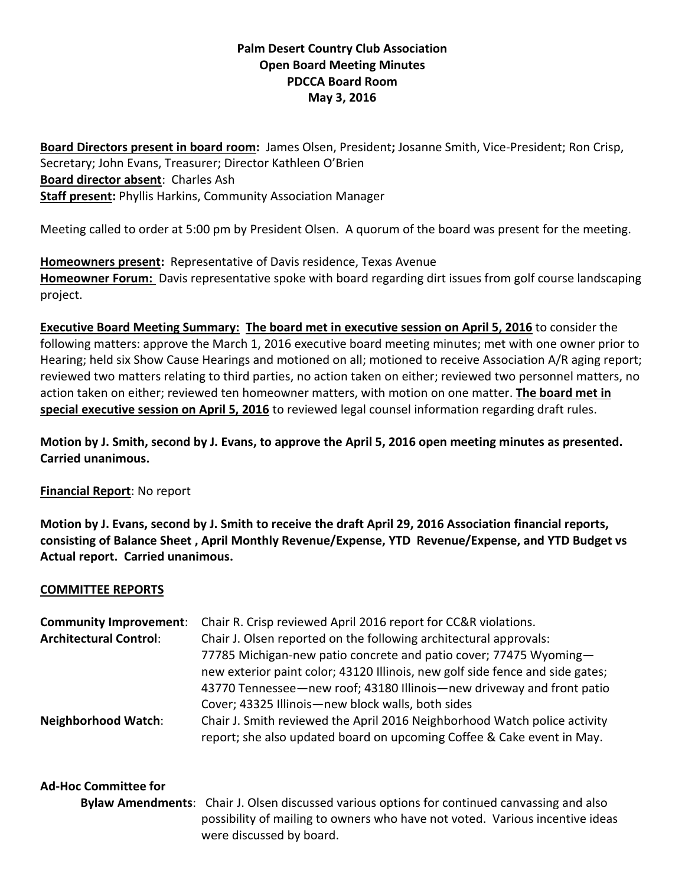**Palm Desert Country Club Association**
**Open Board Meeting Minutes**
**PDCCA Board Room**
**May 3, 2016**

**Board Directors present in board room:** James Olsen, President**;** Josanne Smith, Vice-President; Ron Crisp, Secretary; John Evans, Treasurer; Director Kathleen O'Brien
**Board director absent**: Charles Ash
**Staff present:** Phyllis Harkins, Community Association Manager

Meeting called to order at 5:00 pm by President Olsen. A quorum of the board was present for the meeting.

**Homeowners present:** Representative of Davis residence, Texas Avenue
**Homeowner Forum:** Davis representative spoke with board regarding dirt issues from golf course landscaping project.

**Executive Board Meeting Summary: The board met in executive session on April 5, 2016** to consider the following matters: approve the March 1, 2016 executive board meeting minutes; met with one owner prior to Hearing; held six Show Cause Hearings and motioned on all; motioned to receive Association A/R aging report; reviewed two matters relating to third parties, no action taken on either; reviewed two personnel matters, no action taken on either; reviewed ten homeowner matters, with motion on one matter. **The board met in special executive session on April 5, 2016** to reviewed legal counsel information regarding draft rules.

**Motion by J. Smith, second by J. Evans, to approve the April 5, 2016 open meeting minutes as presented. Carried unanimous.**

**Financial Report**: No report

**Motion by J. Evans, second by J. Smith to receive the draft April 29, 2016 Association financial reports, consisting of Balance Sheet , April Monthly Revenue/Expense, YTD Revenue/Expense, and YTD Budget vs Actual report. Carried unanimous.**

**COMMITTEE REPORTS**

**Community Improvement**: Chair R. Crisp reviewed April 2016 report for CC&R violations.

**Architectural Control**: Chair J. Olsen reported on the following architectural approvals: 77785 Michigan-new patio concrete and patio cover; 77475 Wyoming—new exterior paint color; 43120 Illinois, new golf side fence and side gates; 43770 Tennessee—new roof; 43180 Illinois—new driveway and front patio Cover; 43325 Illinois—new block walls, both sides

**Neighborhood Watch**: Chair J. Smith reviewed the April 2016 Neighborhood Watch police activity report; she also updated board on upcoming Coffee & Cake event in May.

**Ad-Hoc Committee for Bylaw Amendments**: Chair J. Olsen discussed various options for continued canvassing and also possibility of mailing to owners who have not voted. Various incentive ideas were discussed by board.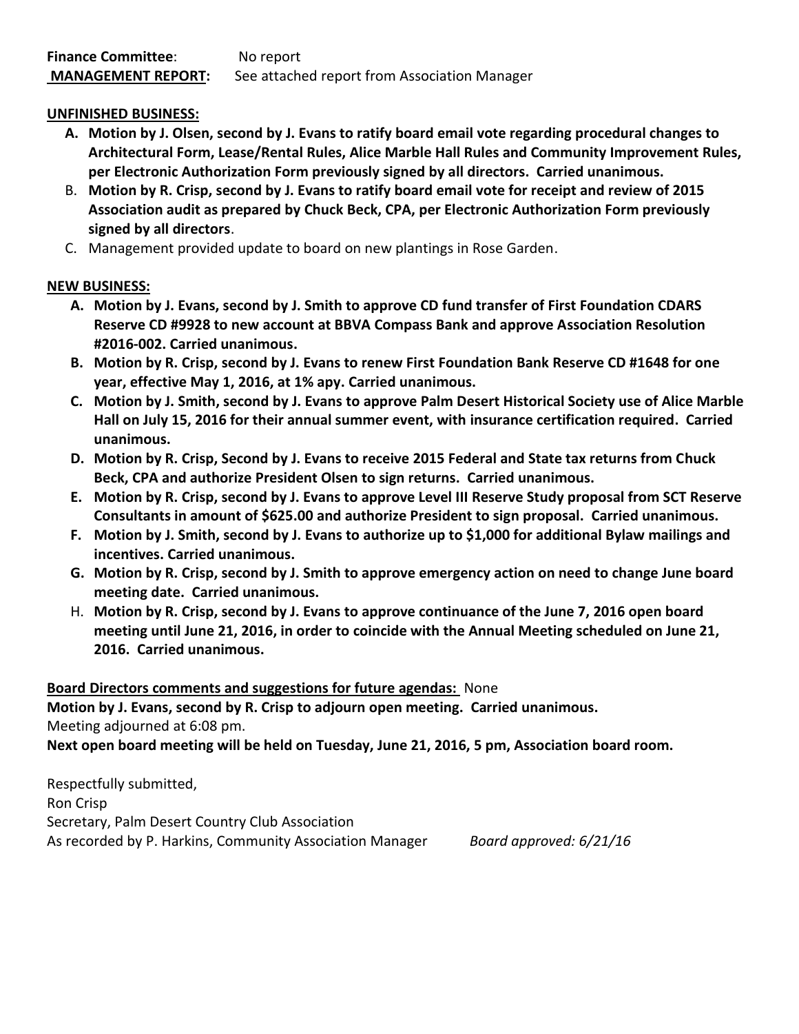**Finance Committee**: No report
**MANAGEMENT REPORT:** See attached report from Association Manager

**UNFINISHED BUSINESS:**

A. **Motion by J. Olsen, second by J. Evans to ratify board email vote regarding procedural changes to Architectural Form, Lease/Rental Rules, Alice Marble Hall Rules and Community Improvement Rules, per Electronic Authorization Form previously signed by all directors. Carried unanimous.**
B. **Motion by R. Crisp, second by J. Evans to ratify board email vote for receipt and review of 2015 Association audit as prepared by Chuck Beck, CPA, per Electronic Authorization Form previously signed by all directors**.
C. Management provided update to board on new plantings in Rose Garden.

**NEW BUSINESS:**

A. **Motion by J. Evans, second by J. Smith to approve CD fund transfer of First Foundation CDARS Reserve CD #9928 to new account at BBVA Compass Bank and approve Association Resolution #2016-002. Carried unanimous.**
B. **Motion by R. Crisp, second by J. Evans to renew First Foundation Bank Reserve CD #1648 for one year, effective May 1, 2016, at 1% apy. Carried unanimous.**
C. **Motion by J. Smith, second by J. Evans to approve Palm Desert Historical Society use of Alice Marble Hall on July 15, 2016 for their annual summer event, with insurance certification required. Carried unanimous.**
D. **Motion by R. Crisp, Second by J. Evans to receive 2015 Federal and State tax returns from Chuck Beck, CPA and authorize President Olsen to sign returns. Carried unanimous.**
E. **Motion by R. Crisp, second by J. Evans to approve Level III Reserve Study proposal from SCT Reserve Consultants in amount of $625.00 and authorize President to sign proposal. Carried unanimous.**
F. **Motion by J. Smith, second by J. Evans to authorize up to $1,000 for additional Bylaw mailings and incentives. Carried unanimous.**
G. **Motion by R. Crisp, second by J. Smith to approve emergency action on need to change June board meeting date. Carried unanimous.**
H. **Motion by R. Crisp, second by J. Evans to approve continuance of the June 7, 2016 open board meeting until June 21, 2016, in order to coincide with the Annual Meeting scheduled on June 21, 2016. Carried unanimous.**

**Board Directors comments and suggestions for future agendas:** None
**Motion by J. Evans, second by R. Crisp to adjourn open meeting. Carried unanimous.**
Meeting adjourned at 6:08 pm.
**Next open board meeting will be held on Tuesday, June 21, 2016, 5 pm, Association board room.**

Respectfully submitted,
Ron Crisp
Secretary, Palm Desert Country Club Association
As recorded by P. Harkins, Community Association Manager *Board approved: 6/21/16*